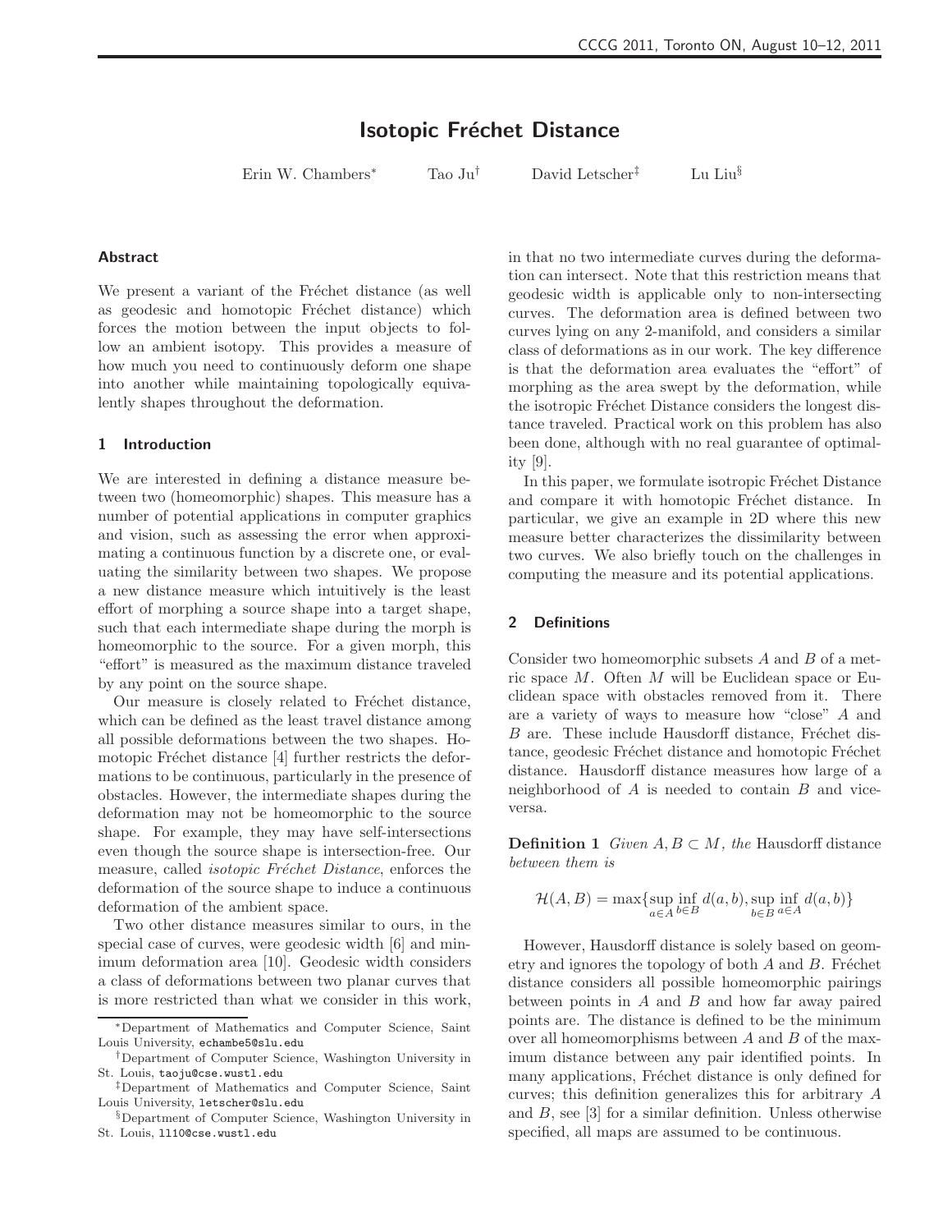# Isotopic Fréchet Distance

Erin W. Chambers[*] Tao Ju[†] David Letscher[‡] Lu Liu[§]

### Abstract

We present a variant of the Fréchet distance (as well as geodesic and homotopic Fréchet distance) which forces the motion between the input objects to follow an ambient isotopy. This provides a measure of how much you need to continuously deform one shape into another while maintaining topologically equivalently shapes throughout the deformation.

## 1 Introduction

We are interested in defining a distance measure between two (homeomorphic) shapes. This measure has a number of potential applications in computer graphics and vision, such as assessing the error when approximating a continuous function by a discrete one, or evaluating the similarity between two shapes. We propose a new distance measure which intuitively is the least effort of morphing a source shape into a target shape, such that each intermediate shape during the morph is homeomorphic to the source. For a given morph, this "effort" is measured as the maximum distance traveled by any point on the source shape.

Our measure is closely related to Fréchet distance, which can be defined as the least travel distance among all possible deformations between the two shapes. Homotopic Fréchet distance [4] further restricts the deformations to be continuous, particularly in the presence of obstacles. However, the intermediate shapes during the deformation may not be homeomorphic to the source shape. For example, they may have self-intersections even though the source shape is intersection-free. Our measure, called *isotopic Fréchet Distance*, enforces the deformation of the source shape to induce a continuous deformation of the ambient space.

Two other distance measures similar to ours, in the special case of curves, were geodesic width [6] and minimum deformation area [10]. Geodesic width considers a class of deformations between two planar curves that is more restricted than what we consider in this work, in that no two intermediate curves during the deformation can intersect. Note that this restriction means that geodesic width is applicable only to non-intersecting curves. The deformation area is defined between two curves lying on any 2-manifold, and considers a similar class of deformations as in our work. The key difference is that the deformation area evaluates the "effort" of morphing as the area swept by the deformation, while the isotropic Fréchet Distance considers the longest distance traveled. Practical work on this problem has also been done, although with no real guarantee of optimality [9].

In this paper, we formulate isotropic Fréchet Distance and compare it with homotopic Fréchet distance. In particular, we give an example in 2D where this new measure better characterizes the dissimilarity between two curves. We also briefly touch on the challenges in computing the measure and its potential applications.

## 2 Definitions

Consider two homeomorphic subsets $A$ and $B$ of a metric space $M$. Often $M$ will be Euclidean space or Euclidean space with obstacles removed from it. There are a variety of ways to measure how "close" $A$ and $B$ are. These include Hausdorff distance, Fréchet distance, geodesic Fréchet distance and homotopic Fréchet distance. Hausdorff distance measures how large of a neighborhood of $A$ is needed to contain $B$ and vice-versa.

**Definition 1** *Given $A, B \subset M$, the* Hausdorff distance *between them is*

$$\mathcal{H}(A, B) = \max\{\sup_{a \in A} \inf_{b \in B} d(a, b), \sup_{b \in B} \inf_{a \in A} d(a, b)\}$$

However, Hausdorff distance is solely based on geometry and ignores the topology of both $A$ and $B$. Fréchet distance considers all possible homeomorphic pairings between points in $A$ and $B$ and how far away paired points are. The distance is defined to be the minimum over all homeomorphisms between $A$ and $B$ of the maximum distance between any pair identified points. In many applications, Fréchet distance is only defined for curves; this definition generalizes this for arbitrary $A$ and $B$, see [3] for a similar definition. Unless otherwise specified, all maps are assumed to be continuous.

[*] Department of Mathematics and Computer Science, Saint Louis University, echambe5@slu.edu

[†] Department of Computer Science, Washington University in St. Louis, taoju@cse.wustl.edu

[‡] Department of Mathematics and Computer Science, Saint Louis University, letscher@slu.edu

[§] Department of Computer Science, Washington University in St. Louis, ll10@cse.wustl.edu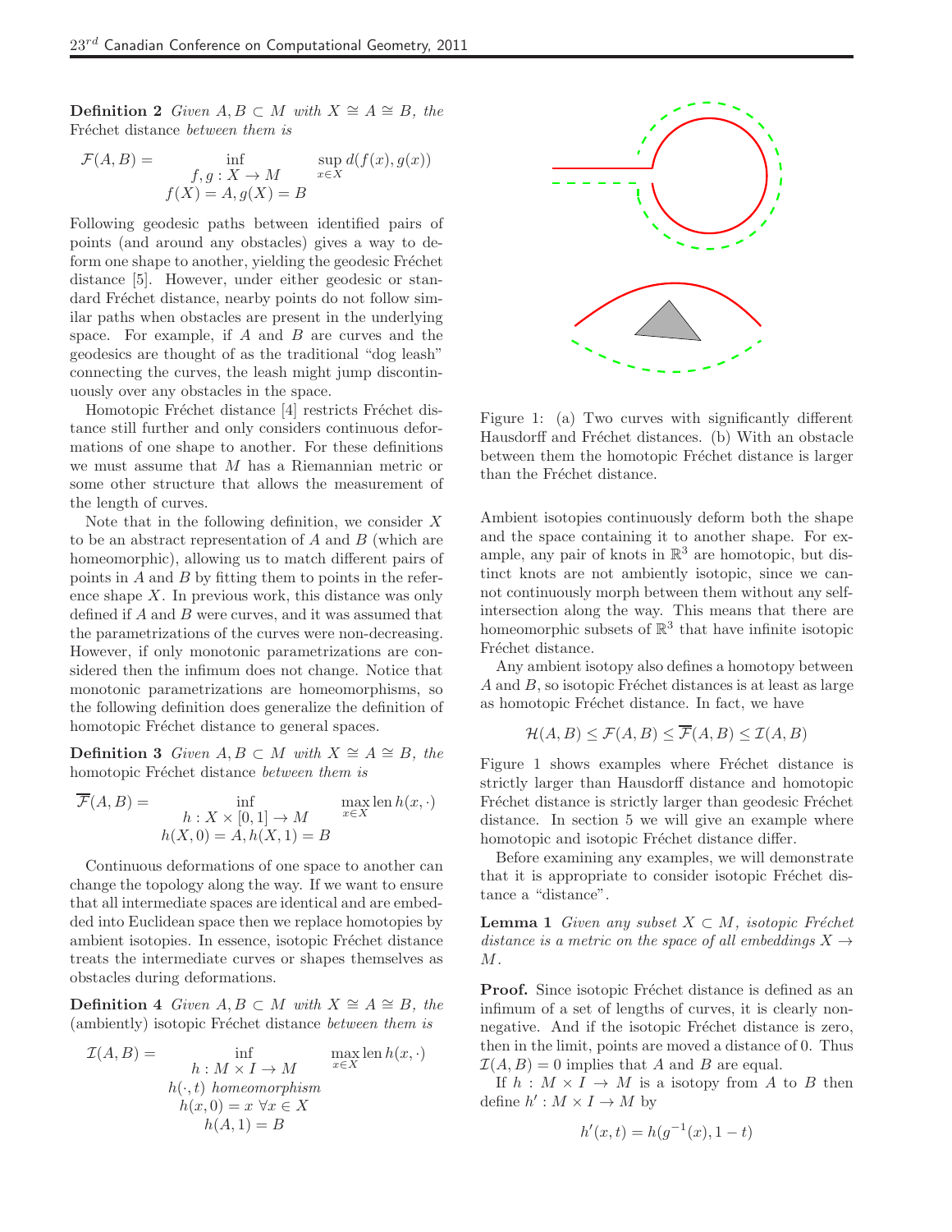**Definition 2** *Given $A, B \subset M$ with $X \cong A \cong B$, the* Fréchet distance *between them is*

$$\mathcal{F}(A, B) = \inf_{\substack{f, g : X \to M \\ f(X) = A, g(X) = B}} \sup_{x \in X} d(f(x), g(x))$$

Following geodesic paths between identified pairs of points (and around any obstacles) gives a way to deform one shape to another, yielding the geodesic Fréchet distance [5]. However, under either geodesic or standard Fréchet distance, nearby points do not follow similar paths when obstacles are present in the underlying space. For example, if $A$ and $B$ are curves and the geodesics are thought of as the traditional "dog leash" connecting the curves, the leash might jump discontinuously over any obstacles in the space.

Homotopic Fréchet distance [4] restricts Fréchet distance still further and only considers continuous deformations of one shape to another. For these definitions we must assume that $M$ has a Riemannian metric or some other structure that allows the measurement of the length of curves.

Note that in the following definition, we consider $X$ to be an abstract representation of $A$ and $B$ (which are homeomorphic), allowing us to match different pairs of points in $A$ and $B$ by fitting them to points in the reference shape $X$. In previous work, this distance was only defined if $A$ and $B$ were curves, and it was assumed that the parametrizations of the curves were non-decreasing. However, if only monotonic parametrizations are considered then the infimum does not change. Notice that monotonic parametrizations are homeomorphisms, so the following definition does generalize the definition of homotopic Fréchet distance to general spaces.

**Definition 3** *Given $A, B \subset M$ with $X \cong A \cong B$, the* homotopic Fréchet distance *between them is*

$$\overline{\mathcal{F}}(A, B) = \inf_{\substack{h : X \times [0,1] \to M \\ h(X, 0) = A, h(X, 1) = B}} \max_{x \in X} \operatorname{len} h(x, \cdot)$$

Continuous deformations of one space to another can change the topology along the way. If we want to ensure that all intermediate spaces are identical and are embedded into Euclidean space then we replace homotopies by ambient isotopies. In essence, isotopic Fréchet distance treats the intermediate curves or shapes themselves as obstacles during deformations.

**Definition 4** *Given $A, B \subset M$ with $X \cong A \cong B$, the* (ambiently) isotopic Fréchet distance *between them is*

$$\mathcal{I}(A, B) = \inf_{\substack{h : M \times I \to M \\ h(\cdot, t) \text{ homeomorphism} \\ h(x, 0) = x \ \forall x \in X \\ h(A, 1) = B}} \max_{x \in X} \operatorname{len} h(x, \cdot)$$

Figure 1: (a) Two curves with significantly different Hausdorff and Fréchet distances. (b) With an obstacle between them the homotopic Fréchet distance is larger than the Fréchet distance.

Ambient isotopies continuously deform both the shape and the space containing it to another shape. For example, any pair of knots in $\mathbb{R}^3$ are homotopic, but distinct knots are not ambiently isotopic, since we cannot continuously morph between them without any self-intersection along the way. This means that there are homeomorphic subsets of $\mathbb{R}^3$ that have infinite isotopic Fréchet distance.

Any ambient isotopy also defines a homotopy between $A$ and $B$, so isotopic Fréchet distances is at least as large as homotopic Fréchet distance. In fact, we have

$$\mathcal{H}(A, B) \leq \mathcal{F}(A, B) \leq \overline{\mathcal{F}}(A, B) \leq \mathcal{I}(A, B)$$

Figure 1 shows examples where Fréchet distance is strictly larger than Hausdorff distance and homotopic Fréchet distance is strictly larger than geodesic Fréchet distance. In section 5 we will give an example where homotopic and isotopic Fréchet distance differ.

Before examining any examples, we will demonstrate that it is appropriate to consider isotopic Fréchet distance a "distance".

**Lemma 1** *Given any subset $X \subset M$, isotopic Fréchet distance is a metric on the space of all embeddings $X \to M$.*

**Proof.** Since isotopic Fréchet distance is defined as an infimum of a set of lengths of curves, it is clearly nonnegative. And if the isotopic Fréchet distance is zero, then in the limit, points are moved a distance of 0. Thus $\mathcal{I}(A, B) = 0$ implies that $A$ and $B$ are equal.

If $h : M \times I \to M$ is a isotopy from $A$ to $B$ then define $h' : M \times I \to M$ by

$$h'(x, t) = h(g^{-1}(x), 1 - t)$$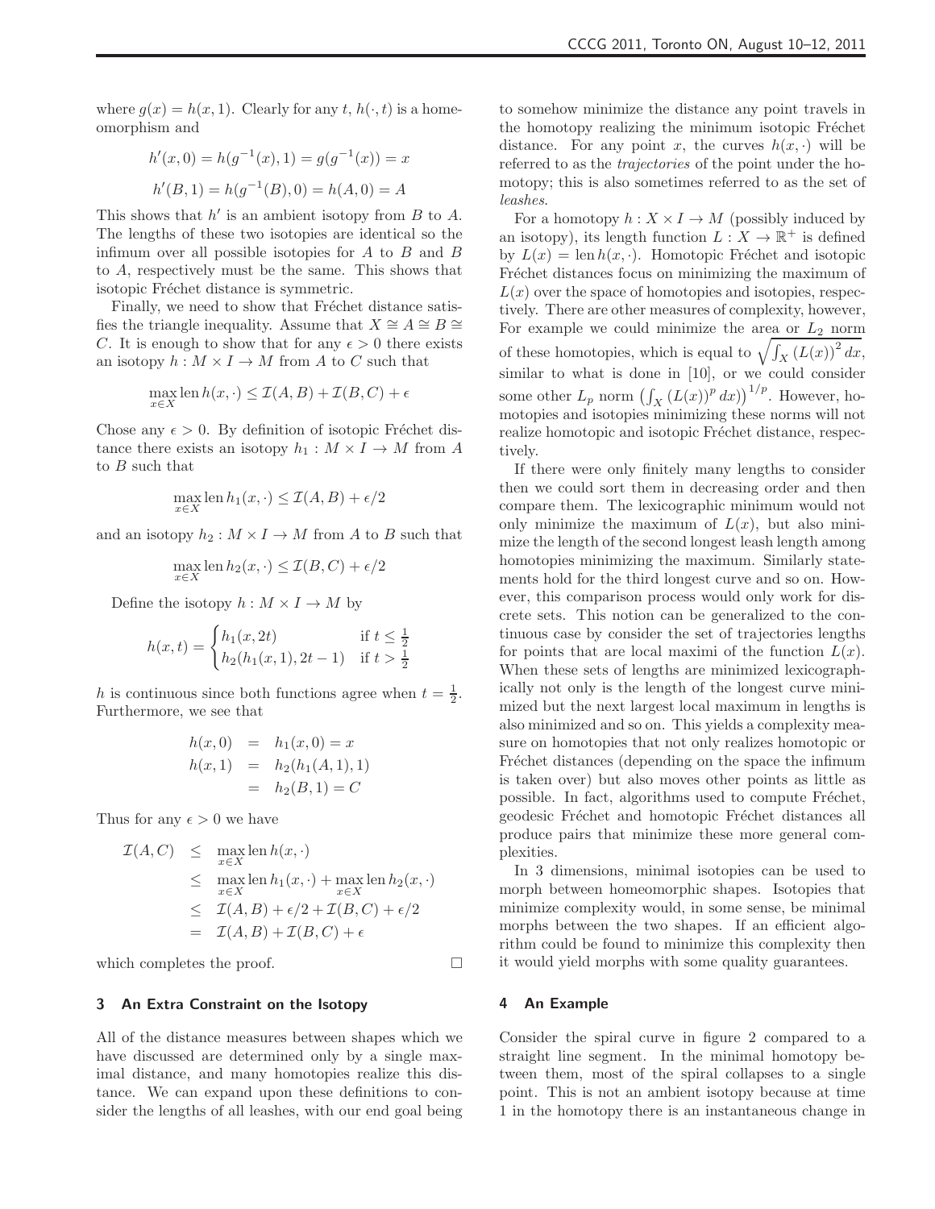where $g(x) = h(x, 1)$. Clearly for any $t$, $h(\cdot, t)$ is a homeomorphism and

$$h'(x, 0) = h(g^{-1}(x), 1) = g(g^{-1}(x)) = x$$

$$h'(B, 1) = h(g^{-1}(B), 0) = h(A, 0) = A$$

This shows that $h'$ is an ambient isotopy from $B$ to $A$. The lengths of these two isotopies are identical so the infimum over all possible isotopies for $A$ to $B$ and $B$ to $A$, respectively must be the same. This shows that isotopic Fréchet distance is symmetric.

Finally, we need to show that Fréchet distance satisfies the triangle inequality. Assume that $X \cong A \cong B \cong C$. It is enough to show that for any $\epsilon > 0$ there exists an isotopy $h : M \times I \to M$ from $A$ to $C$ such that

$$\max_{x \in X} \operatorname{len} h(x, \cdot) \leq \mathcal{I}(A, B) + \mathcal{I}(B, C) + \epsilon$$

Chose any $\epsilon > 0$. By definition of isotopic Fréchet distance there exists an isotopy $h_1 : M \times I \to M$ from $A$ to $B$ such that

$$\max_{x \in X} \operatorname{len} h_1(x, \cdot) \leq \mathcal{I}(A, B) + \epsilon/2$$

and an isotopy $h_2 : M \times I \to M$ from $A$ to $B$ such that

$$\max_{x \in X} \operatorname{len} h_2(x, \cdot) \leq \mathcal{I}(B, C) + \epsilon/2$$

Define the isotopy $h : M \times I \to M$ by

$$h(x, t) = \begin{cases} h_1(x, 2t) & \text{if } t \leq \frac{1}{2} \\ h_2(h_1(x, 1), 2t - 1) & \text{if } t > \frac{1}{2} \end{cases}$$

$h$ is continuous since both functions agree when $t = \frac{1}{2}$. Furthermore, we see that

$$\begin{aligned} h(x, 0) &= h_1(x, 0) = x \\ h(x, 1) &= h_2(h_1(A, 1), 1) \\ &= h_2(B, 1) = C \end{aligned}$$

Thus for any $\epsilon > 0$ we have

$$\begin{aligned} \mathcal{I}(A, C) &\leq \max_{x \in X} \operatorname{len} h(x, \cdot) \\ &\leq \max_{x \in X} \operatorname{len} h_1(x, \cdot) + \max_{x \in X} \operatorname{len} h_2(x, \cdot) \\ &\leq \mathcal{I}(A, B) + \epsilon/2 + \mathcal{I}(B, C) + \epsilon/2 \\ &= \mathcal{I}(A, B) + \mathcal{I}(B, C) + \epsilon \end{aligned}$$

which completes the proof. □

## 3 An Extra Constraint on the Isotopy

All of the distance measures between shapes which we have discussed are determined only by a single maximal distance, and many homotopies realize this distance. We can expand upon these definitions to consider the lengths of all leashes, with our end goal being to somehow minimize the distance any point travels in the homotopy realizing the minimum isotopic Fréchet distance. For any point $x$, the curves $h(x, \cdot)$ will be referred to as the *trajectories* of the point under the homotopy; this is also sometimes referred to as the set of *leashes*.

For a homotopy $h : X \times I \to M$ (possibly induced by an isotopy), its length function $L : X \to \mathbb{R}^+$ is defined by $L(x) = \operatorname{len} h(x, \cdot)$. Homotopic Fréchet and isotopic Fréchet distances focus on minimizing the maximum of $L(x)$ over the space of homotopies and isotopies, respectively. There are other measures of complexity, however, For example we could minimize the area or $L_2$ norm of these homotopies, which is equal to $\sqrt{\int_X (L(x))^2 \, dx}$, similar to what is done in [10], or we could consider some other $L_p$ norm $\left(\int_X (L(x))^p \, dx\right)^{1/p}$. However, homotopies and isotopies minimizing these norms will not realize homotopic and isotopic Fréchet distance, respectively.

If there were only finitely many lengths to consider then we could sort them in decreasing order and then compare them. The lexicographic minimum would not only minimize the maximum of $L(x)$, but also minimize the length of the second longest leash length among homotopies minimizing the maximum. Similarly statements hold for the third longest curve and so on. However, this comparison process would only work for discrete sets. This notion can be generalized to the continuous case by consider the set of trajectories lengths for points that are local maximi of the function $L(x)$. When these sets of lengths are minimized lexicographically not only is the length of the longest curve minimized but the next largest local maximum in lengths is also minimized and so on. This yields a complexity measure on homotopies that not only realizes homotopic or Fréchet distances (depending on the space the infimum is taken over) but also moves other points as little as possible. In fact, algorithms used to compute Fréchet, geodesic Fréchet and homotopic Fréchet distances all produce pairs that minimize these more general complexities.

In 3 dimensions, minimal isotopies can be used to morph between homeomorphic shapes. Isotopies that minimize complexity would, in some sense, be minimal morphs between the two shapes. If an efficient algorithm could be found to minimize this complexity then it would yield morphs with some quality guarantees.

## 4 An Example

Consider the spiral curve in figure 2 compared to a straight line segment. In the minimal homotopy between them, most of the spiral collapses to a single point. This is not an ambient isotopy because at time 1 in the homotopy there is an instantaneous change in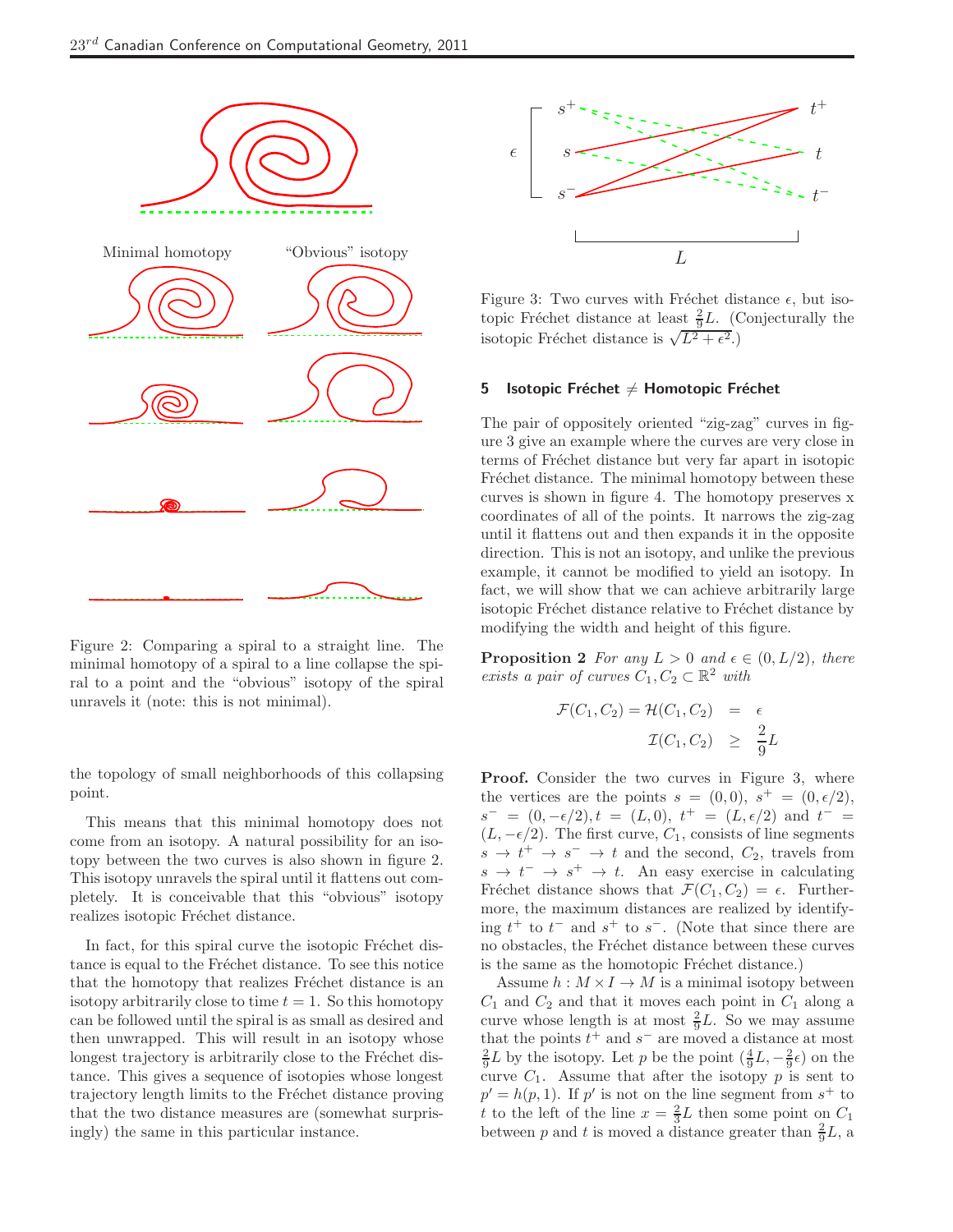Minimal homotopy

"Obvious" isotopy

Figure 2: Comparing a spiral to a straight line. The minimal homotopy of a spiral to a line collapse the spiral to a point and the "obvious" isotopy of the spiral unravels it (note: this is not minimal).

the topology of small neighborhoods of this collapsing point.

This means that this minimal homotopy does not come from an isotopy. A natural possibility for an isotopy between the two curves is also shown in figure 2. This isotopy unravels the spiral until it flattens out completely. It is conceivable that this "obvious" isotopy realizes isotopic Fréchet distance.

In fact, for this spiral curve the isotopic Fréchet distance is equal to the Fréchet distance. To see this notice that the homotopy that realizes Fréchet distance is an isotopy arbitrarily close to time $t = 1$. So this homotopy can be followed until the spiral is as small as desired and then unwrapped. This will result in an isotopy whose longest trajectory is arbitrarily close to the Fréchet distance. This gives a sequence of isotopies whose longest trajectory length limits to the Fréchet distance proving that the two distance measures are (somewhat surprisingly) the same in this particular instance.

$s^+$ $t^+$ $\epsilon$ $s$ $t$ $s^-$ $t^-$ $L$

Figure 3: Two curves with Fréchet distance $\epsilon$, but isotopic Fréchet distance at least $\frac{2}{9}L$. (Conjecturally the isotopic Fréchet distance is $\sqrt{L^2 + \epsilon^2}$.)

## 5 Isotopic Fréchet $\neq$ Homotopic Fréchet

The pair of oppositely oriented "zig-zag" curves in figure 3 give an example where the curves are very close in terms of Fréchet distance but very far apart in isotopic Fréchet distance. The minimal homotopy between these curves is shown in figure 4. The homotopy preserves x coordinates of all of the points. It narrows the zig-zag until it flattens out and then expands it in the opposite direction. This is not an isotopy, and unlike the previous example, it cannot be modified to yield an isotopy. In fact, we will show that we can achieve arbitrarily large isotopic Fréchet distance relative to Fréchet distance by modifying the width and height of this figure.

**Proposition 2** *For any $L > 0$ and $\epsilon \in (0, L/2)$, there exists a pair of curves $C_1, C_2 \subset \mathbb{R}^2$ with*

$$\mathcal{F}(C_1, C_2) = \mathcal{H}(C_1, C_2) = \epsilon$$
$$\mathcal{I}(C_1, C_2) \geq \frac{2}{9}L$$

**Proof.** Consider the two curves in Figure 3, where the vertices are the points $s = (0, 0)$, $s^+ = (0, \epsilon/2)$, $s^- = (0, -\epsilon/2)$, $t = (L, 0)$, $t^+ = (L, \epsilon/2)$ and $t^- = (L, -\epsilon/2)$. The first curve, $C_1$, consists of line segments $s \to t^+ \to s^- \to t$ and the second, $C_2$, travels from $s \to t^- \to s^+ \to t$. An easy exercise in calculating Fréchet distance shows that $\mathcal{F}(C_1, C_2) = \epsilon$. Furthermore, the maximum distances are realized by identifying $t^+$ to $t^-$ and $s^+$ to $s^-$. (Note that since there are no obstacles, the Fréchet distance between these curves is the same as the homotopic Fréchet distance.)

Assume $h : M \times I \to M$ is a minimal isotopy between $C_1$ and $C_2$ and that it moves each point in $C_1$ along a curve whose length is at most $\frac{2}{9}L$. So we may assume that the points $t^+$ and $s^-$ are moved a distance at most $\frac{2}{9}L$ by the isotopy. Let $p$ be the point $(\frac{4}{9}L, -\frac{2}{9}\epsilon)$ on the curve $C_1$. Assume that after the isotopy $p$ is sent to $p' = h(p, 1)$. If $p'$ is not on the line segment from $s^+$ to $t$ to the left of the line $x = \frac{2}{3}L$ then some point on $C_1$ between $p$ and $t$ is moved a distance greater than $\frac{2}{9}L$, a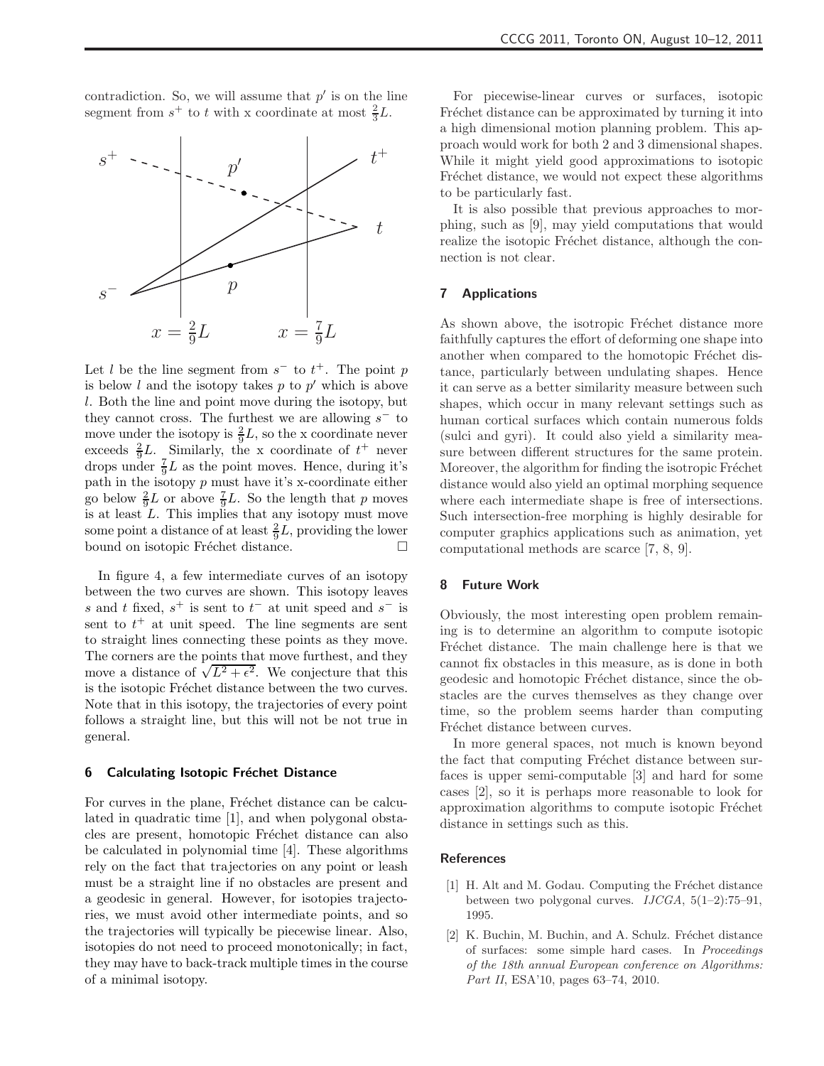contradiction. So, we will assume that $p'$ is on the line segment from $s^+$ to $t$ with x coordinate at most $\frac{2}{3}L$.

$s^+$

$p'$

$t^+$

$t$

$s^-$

$p$

$x = \frac{2}{9}L$

$x = \frac{7}{9}L$

Let $l$ be the line segment from $s^-$ to $t^+$. The point $p$ is below $l$ and the isotopy takes $p$ to $p'$ which is above $l$. Both the line and point move during the isotopy, but they cannot cross. The furthest we are allowing $s^-$ to move under the isotopy is $\frac{2}{9}L$, so the x coordinate never exceeds $\frac{2}{9}L$. Similarly, the x coordinate of $t^+$ never drops under $\frac{7}{9}L$ as the point moves. Hence, during it's path in the isotopy $p$ must have it's x-coordinate either go below $\frac{2}{9}L$ or above $\frac{7}{9}L$. So the length that $p$ moves is at least $L$. This implies that any isotopy must move some point a distance of at least $\frac{2}{9}L$, providing the lower bound on isotopic Fréchet distance. □

In figure 4, a few intermediate curves of an isotopy between the two curves are shown. This isotopy leaves $s$ and $t$ fixed, $s^+$ is sent to $t^-$ at unit speed and $s^-$ is sent to $t^+$ at unit speed. The line segments are sent to straight lines connecting these points as they move. The corners are the points that move furthest, and they move a distance of $\sqrt{L^2 + \epsilon^2}$. We conjecture that this is the isotopic Fréchet distance between the two curves. Note that in this isotopy, the trajectories of every point follows a straight line, but this will not be not true in general.

## 6 Calculating Isotopic Fréchet Distance

For curves in the plane, Fréchet distance can be calculated in quadratic time [1], and when polygonal obstacles are present, homotopic Fréchet distance can also be calculated in polynomial time [4]. These algorithms rely on the fact that trajectories on any point or leash must be a straight line if no obstacles are present and a geodesic in general. However, for isotopies trajectories, we must avoid other intermediate points, and so the trajectories will typically be piecewise linear. Also, isotopies do not need to proceed monotonically; in fact, they may have to back-track multiple times in the course of a minimal isotopy.

For piecewise-linear curves or surfaces, isotopic Fréchet distance can be approximated by turning it into a high dimensional motion planning problem. This approach would work for both 2 and 3 dimensional shapes. While it might yield good approximations to isotopic Fréchet distance, we would not expect these algorithms to be particularly fast.

It is also possible that previous approaches to morphing, such as [9], may yield computations that would realize the isotopic Fréchet distance, although the connection is not clear.

## 7 Applications

As shown above, the isotropic Fréchet distance more faithfully captures the effort of deforming one shape into another when compared to the homotopic Fréchet distance, particularly between undulating shapes. Hence it can serve as a better similarity measure between such shapes, which occur in many relevant settings such as human cortical surfaces which contain numerous folds (sulci and gyri). It could also yield a similarity measure between different structures for the same protein. Moreover, the algorithm for finding the isotropic Fréchet distance would also yield an optimal morphing sequence where each intermediate shape is free of intersections. Such intersection-free morphing is highly desirable for computer graphics applications such as animation, yet computational methods are scarce [7, 8, 9].

## 8 Future Work

Obviously, the most interesting open problem remaining is to determine an algorithm to compute isotopic Fréchet distance. The main challenge here is that we cannot fix obstacles in this measure, as is done in both geodesic and homotopic Fréchet distance, since the obstacles are the curves themselves as they change over time, so the problem seems harder than computing Fréchet distance between curves.

In more general spaces, not much is known beyond the fact that computing Fréchet distance between surfaces is upper semi-computable [3] and hard for some cases [2], so it is perhaps more reasonable to look for approximation algorithms to compute isotopic Fréchet distance in settings such as this.

## References

[1] H. Alt and M. Godau. Computing the Fréchet distance between two polygonal curves. *IJCGA*, 5(1–2):75–91, 1995.

[2] K. Buchin, M. Buchin, and A. Schulz. Fréchet distance of surfaces: some simple hard cases. In *Proceedings of the 18th annual European conference on Algorithms: Part II*, ESA'10, pages 63–74, 2010.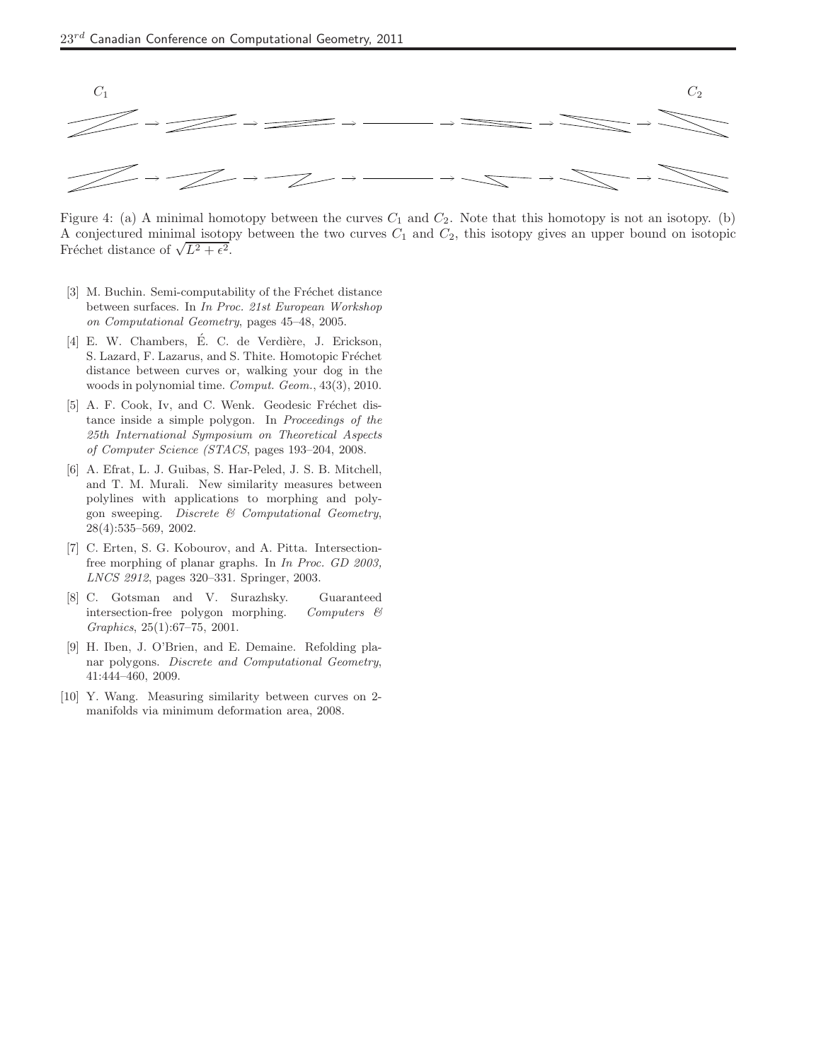$C_1$

$C_2$

Figure 4: (a) A minimal homotopy between the curves $C_1$ and $C_2$. Note that this homotopy is not an isotopy. (b) A conjectured minimal isotopy between the two curves $C_1$ and $C_2$, this isotopy gives an upper bound on isotopic Fréchet distance of $\sqrt{L^2 + \epsilon^2}$.

[3] M. Buchin. Semi-computability of the Fréchet distance between surfaces. In *In Proc. 21st European Workshop on Computational Geometry*, pages 45–48, 2005.

[4] E. W. Chambers, É. C. de Verdière, J. Erickson, S. Lazard, F. Lazarus, and S. Thite. Homotopic Fréchet distance between curves or, walking your dog in the woods in polynomial time. *Comput. Geom.*, 43(3), 2010.

[5] A. F. Cook, Iv, and C. Wenk. Geodesic Fréchet distance inside a simple polygon. In *Proceedings of the 25th International Symposium on Theoretical Aspects of Computer Science (STACS*, pages 193–204, 2008.

[6] A. Efrat, L. J. Guibas, S. Har-Peled, J. S. B. Mitchell, and T. M. Murali. New similarity measures between polylines with applications to morphing and polygon sweeping. *Discrete & Computational Geometry*, 28(4):535–569, 2002.

[7] C. Erten, S. G. Kobourov, and A. Pitta. Intersection-free morphing of planar graphs. In *In Proc. GD 2003, LNCS 2912*, pages 320–331. Springer, 2003.

[8] C. Gotsman and V. Surazhsky. Guaranteed intersection-free polygon morphing. *Computers & Graphics*, 25(1):67–75, 2001.

[9] H. Iben, J. O'Brien, and E. Demaine. Refolding planar polygons. *Discrete and Computational Geometry*, 41:444–460, 2009.

[10] Y. Wang. Measuring similarity between curves on 2-manifolds via minimum deformation area, 2008.